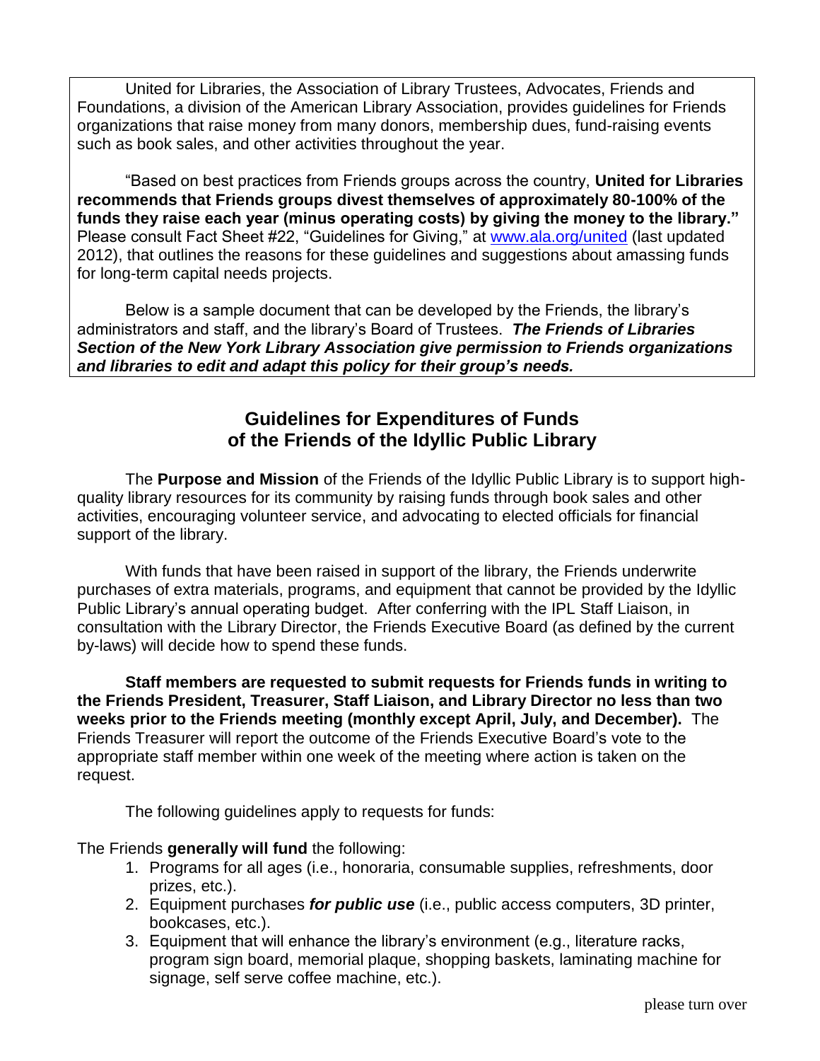United for Libraries, the Association of Library Trustees, Advocates, Friends and Foundations, a division of the American Library Association, provides guidelines for Friends organizations that raise money from many donors, membership dues, fund-raising events such as book sales, and other activities throughout the year.

"Based on best practices from Friends groups across the country, **United for Libraries recommends that Friends groups divest themselves of approximately 80-100% of the funds they raise each year (minus operating costs) by giving the money to the library."** Please consult Fact Sheet #22, "Guidelines for Giving," at [www.ala.org/united](www.ala.org/united) (last updated 2012), that outlines the reasons for these guidelines and suggestions about amassing funds for long-term capital needs projects.

Below is a sample document that can be developed by the Friends, the library's administrators and staff, and the library's Board of Trustees. ***The Friends of Libraries Section of the New York Library Association give permission to Friends organizations and libraries to edit and adapt this policy for their group's needs.***

## Guidelines for Expenditures of Funds of the Friends of the Idyllic Public Library

The **Purpose and Mission** of the Friends of the Idyllic Public Library is to support high-quality library resources for its community by raising funds through book sales and other activities, encouraging volunteer service, and advocating to elected officials for financial support of the library.

With funds that have been raised in support of the library, the Friends underwrite purchases of extra materials, programs, and equipment that cannot be provided by the Idyllic Public Library's annual operating budget. After conferring with the IPL Staff Liaison, in consultation with the Library Director, the Friends Executive Board (as defined by the current by-laws) will decide how to spend these funds.

**Staff members are requested to submit requests for Friends funds in writing to the Friends President, Treasurer, Staff Liaison, and Library Director no less than two weeks prior to the Friends meeting (monthly except April, July, and December).** The Friends Treasurer will report the outcome of the Friends Executive Board's vote to the appropriate staff member within one week of the meeting where action is taken on the request.

The following guidelines apply to requests for funds:

The Friends **generally will fund** the following:

1. Programs for all ages (i.e., honoraria, consumable supplies, refreshments, door prizes, etc.).
2. Equipment purchases ***for public use*** (i.e., public access computers, 3D printer, bookcases, etc.).
3. Equipment that will enhance the library's environment (e.g., literature racks, program sign board, memorial plaque, shopping baskets, laminating machine for signage, self serve coffee machine, etc.).

please turn over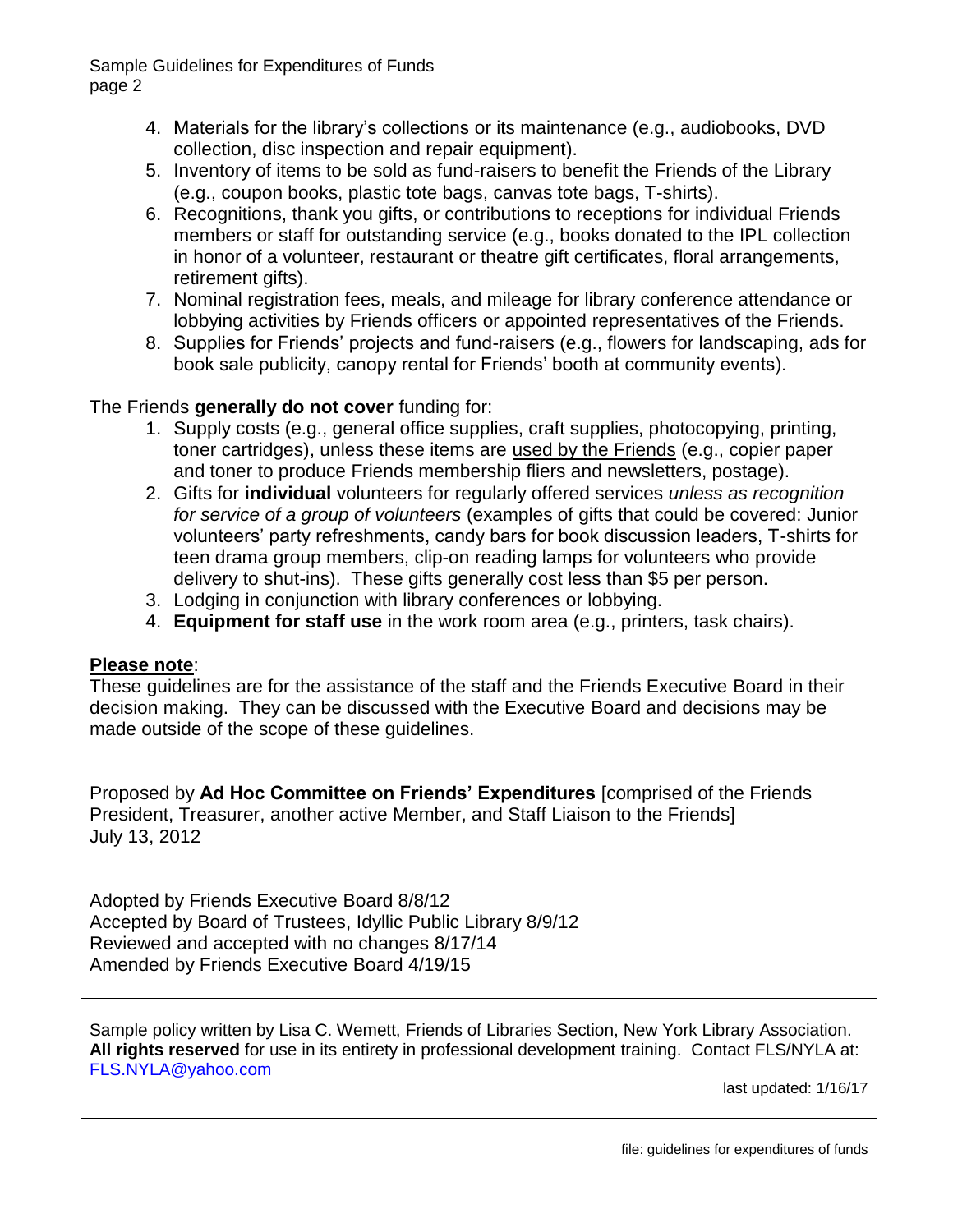4. Materials for the library's collections or its maintenance (e.g., audiobooks, DVD collection, disc inspection and repair equipment).
5. Inventory of items to be sold as fund-raisers to benefit the Friends of the Library (e.g., coupon books, plastic tote bags, canvas tote bags, T-shirts).
6. Recognitions, thank you gifts, or contributions to receptions for individual Friends members or staff for outstanding service (e.g., books donated to the IPL collection in honor of a volunteer, restaurant or theatre gift certificates, floral arrangements, retirement gifts).
7. Nominal registration fees, meals, and mileage for library conference attendance or lobbying activities by Friends officers or appointed representatives of the Friends.
8. Supplies for Friends' projects and fund-raisers (e.g., flowers for landscaping, ads for book sale publicity, canopy rental for Friends' booth at community events).

The Friends **generally do not cover** funding for:

1. Supply costs (e.g., general office supplies, craft supplies, photocopying, printing, toner cartridges), unless these items are <u>used by the Friends</u> (e.g., copier paper and toner to produce Friends membership fliers and newsletters, postage).
2. Gifts for **individual** volunteers for regularly offered services *unless as recognition for service of a group of volunteers* (examples of gifts that could be covered: Junior volunteers' party refreshments, candy bars for book discussion leaders, T-shirts for teen drama group members, clip-on reading lamps for volunteers who provide delivery to shut-ins). These gifts generally cost less than $5 per person.
3. Lodging in conjunction with library conferences or lobbying.
4. **Equipment for staff use** in the work room area (e.g., printers, task chairs).

**<u>Please note</u>**:
These guidelines are for the assistance of the staff and the Friends Executive Board in their decision making. They can be discussed with the Executive Board and decisions may be made outside of the scope of these guidelines.

Proposed by **Ad Hoc Committee on Friends' Expenditures** [comprised of the Friends President, Treasurer, another active Member, and Staff Liaison to the Friends]
July 13, 2012

Adopted by Friends Executive Board 8/8/12
Accepted by Board of Trustees, Idyllic Public Library 8/9/12
Reviewed and accepted with no changes 8/17/14
Amended by Friends Executive Board 4/19/15

Sample policy written by Lisa C. Wemett, Friends of Libraries Section, New York Library Association. **All rights reserved** for use in its entirety in professional development training. Contact FLS/NYLA at: FLS.NYLA@yahoo.com

last updated: 1/16/17